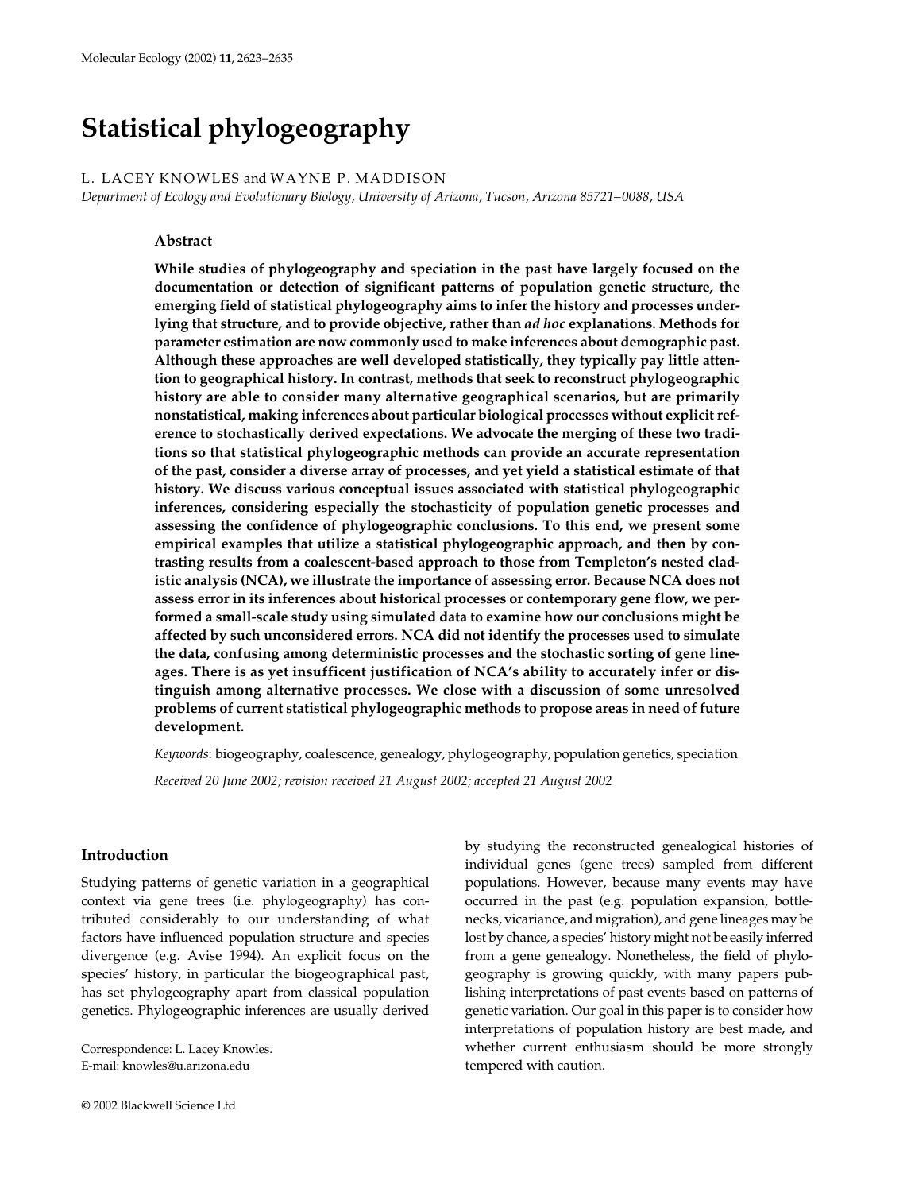# Statistical phylogeography

L. LACEY KNOWLES and WAYNE P. MADDISON

*Department of Ecology and Evolutionary Biology, University of Arizona, Tucson, Arizona 85721–0088, USA*

## Abstract

**While studies of phylogeography and speciation in the past have largely focused on the documentation or detection of significant patterns of population genetic structure, the emerging field of statistical phylogeography aims to infer the history and processes underlying that structure, and to provide objective, rather than *ad hoc* explanations. Methods for parameter estimation are now commonly used to make inferences about demographic past. Although these approaches are well developed statistically, they typically pay little attention to geographical history. In contrast, methods that seek to reconstruct phylogeographic history are able to consider many alternative geographical scenarios, but are primarily nonstatistical, making inferences about particular biological processes without explicit reference to stochastically derived expectations. We advocate the merging of these two traditions so that statistical phylogeographic methods can provide an accurate representation of the past, consider a diverse array of processes, and yet yield a statistical estimate of that history. We discuss various conceptual issues associated with statistical phylogeographic inferences, considering especially the stochasticity of population genetic processes and assessing the confidence of phylogeographic conclusions. To this end, we present some empirical examples that utilize a statistical phylogeographic approach, and then by contrasting results from a coalescent-based approach to those from Templeton's nested cladistic analysis (NCA), we illustrate the importance of assessing error. Because NCA does not assess error in its inferences about historical processes or contemporary gene flow, we performed a small-scale study using simulated data to examine how our conclusions might be affected by such unconsidered errors. NCA did not identify the processes used to simulate the data, confusing among deterministic processes and the stochastic sorting of gene lineages. There is as yet insufficient justification of NCA's ability to accurately infer or distinguish among alternative processes. We close with a discussion of some unresolved problems of current statistical phylogeographic methods to propose areas in need of future development.**

*Keywords*: biogeography, coalescence, genealogy, phylogeography, population genetics, speciation

*Received 20 June 2002; revision received 21 August 2002; accepted 21 August 2002*

## Introduction

Studying patterns of genetic variation in a geographical context via gene trees (i.e. phylogeography) has contributed considerably to our understanding of what factors have influenced population structure and species divergence (e.g. Avise 1994). An explicit focus on the species' history, in particular the biogeographical past, has set phylogeography apart from classical population genetics. Phylogeographic inferences are usually derived by studying the reconstructed genealogical histories of individual genes (gene trees) sampled from different populations. However, because many events may have occurred in the past (e.g. population expansion, bottlenecks, vicariance, and migration), and gene lineages may be lost by chance, a species' history might not be easily inferred from a gene genealogy. Nonetheless, the field of phylogeography is growing quickly, with many papers publishing interpretations of past events based on patterns of genetic variation. Our goal in this paper is to consider how interpretations of population history are best made, and whether current enthusiasm should be more strongly tempered with caution.

Correspondence: L. Lacey Knowles.
E-mail: knowles@u.arizona.edu

© 2002 Blackwell Science Ltd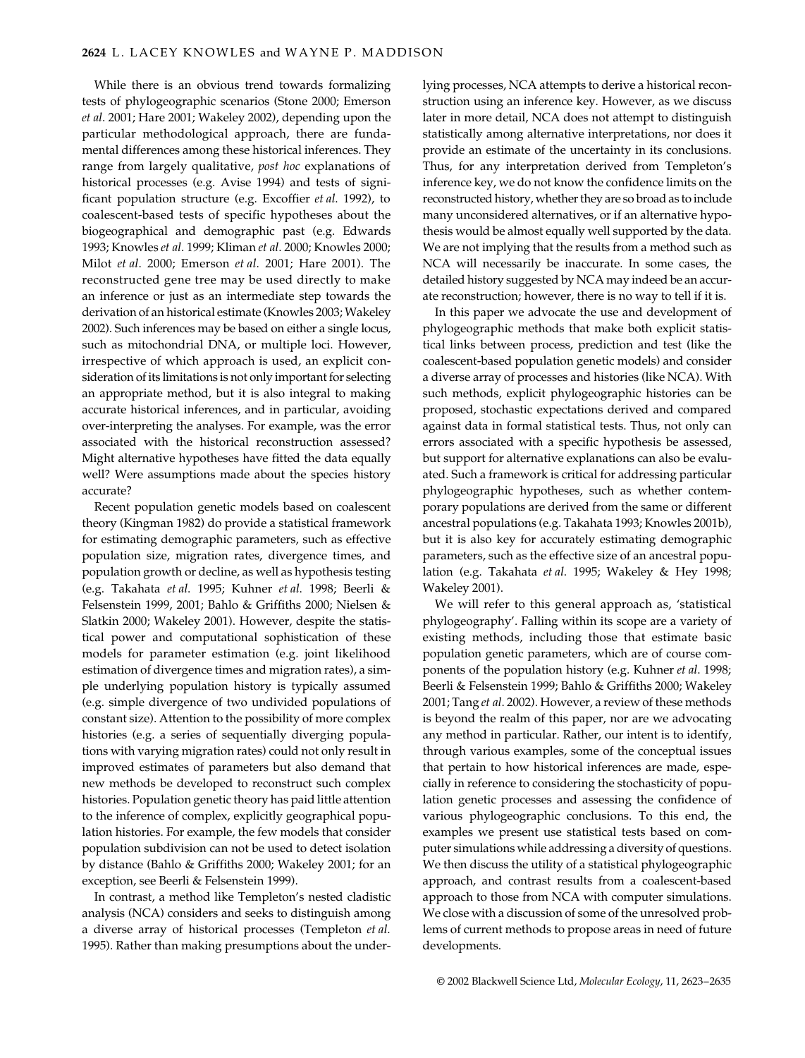While there is an obvious trend towards formalizing tests of phylogeographic scenarios (Stone 2000; Emerson *et al*. 2001; Hare 2001; Wakeley 2002), depending upon the particular methodological approach, there are fundamental differences among these historical inferences. They range from largely qualitative, *post hoc* explanations of historical processes (e.g. Avise 1994) and tests of significant population structure (e.g. Excoffier *et al*. 1992), to coalescent-based tests of specific hypotheses about the biogeographical and demographic past (e.g. Edwards 1993; Knowles *et al*. 1999; Kliman *et al*. 2000; Knowles 2000; Milot *et al*. 2000; Emerson *et al*. 2001; Hare 2001). The reconstructed gene tree may be used directly to make an inference or just as an intermediate step towards the derivation of an historical estimate (Knowles 2003; Wakeley 2002). Such inferences may be based on either a single locus, such as mitochondrial DNA, or multiple loci. However, irrespective of which approach is used, an explicit consideration of its limitations is not only important for selecting an appropriate method, but it is also integral to making accurate historical inferences, and in particular, avoiding over-interpreting the analyses. For example, was the error associated with the historical reconstruction assessed? Might alternative hypotheses have fitted the data equally well? Were assumptions made about the species history accurate?

Recent population genetic models based on coalescent theory (Kingman 1982) do provide a statistical framework for estimating demographic parameters, such as effective population size, migration rates, divergence times, and population growth or decline, as well as hypothesis testing (e.g. Takahata *et al*. 1995; Kuhner *et al*. 1998; Beerli & Felsenstein 1999, 2001; Bahlo & Griffiths 2000; Nielsen & Slatkin 2000; Wakeley 2001). However, despite the statistical power and computational sophistication of these models for parameter estimation (e.g. joint likelihood estimation of divergence times and migration rates), a simple underlying population history is typically assumed (e.g. simple divergence of two undivided populations of constant size). Attention to the possibility of more complex histories (e.g. a series of sequentially diverging populations with varying migration rates) could not only result in improved estimates of parameters but also demand that new methods be developed to reconstruct such complex histories. Population genetic theory has paid little attention to the inference of complex, explicitly geographical population histories. For example, the few models that consider population subdivision can not be used to detect isolation by distance (Bahlo & Griffiths 2000; Wakeley 2001; for an exception, see Beerli & Felsenstein 1999).

In contrast, a method like Templeton's nested cladistic analysis (NCA) considers and seeks to distinguish among a diverse array of historical processes (Templeton *et al*. 1995). Rather than making presumptions about the underlying processes, NCA attempts to derive a historical reconstruction using an inference key. However, as we discuss later in more detail, NCA does not attempt to distinguish statistically among alternative interpretations, nor does it provide an estimate of the uncertainty in its conclusions. Thus, for any interpretation derived from Templeton's inference key, we do not know the confidence limits on the reconstructed history, whether they are so broad as to include many unconsidered alternatives, or if an alternative hypothesis would be almost equally well supported by the data. We are not implying that the results from a method such as NCA will necessarily be inaccurate. In some cases, the detailed history suggested by NCA may indeed be an accurate reconstruction; however, there is no way to tell if it is.

In this paper we advocate the use and development of phylogeographic methods that make both explicit statistical links between process, prediction and test (like the coalescent-based population genetic models) and consider a diverse array of processes and histories (like NCA). With such methods, explicit phylogeographic histories can be proposed, stochastic expectations derived and compared against data in formal statistical tests. Thus, not only can errors associated with a specific hypothesis be assessed, but support for alternative explanations can also be evaluated. Such a framework is critical for addressing particular phylogeographic hypotheses, such as whether contemporary populations are derived from the same or different ancestral populations (e.g. Takahata 1993; Knowles 2001b), but it is also key for accurately estimating demographic parameters, such as the effective size of an ancestral population (e.g. Takahata *et al*. 1995; Wakeley & Hey 1998; Wakeley 2001).

We will refer to this general approach as, 'statistical phylogeography'. Falling within its scope are a variety of existing methods, including those that estimate basic population genetic parameters, which are of course components of the population history (e.g. Kuhner *et al*. 1998; Beerli & Felsenstein 1999; Bahlo & Griffiths 2000; Wakeley 2001; Tang *et al*. 2002). However, a review of these methods is beyond the realm of this paper, nor are we advocating any method in particular. Rather, our intent is to identify, through various examples, some of the conceptual issues that pertain to how historical inferences are made, especially in reference to considering the stochasticity of population genetic processes and assessing the confidence of various phylogeographic conclusions. To this end, the examples we present use statistical tests based on computer simulations while addressing a diversity of questions. We then discuss the utility of a statistical phylogeographic approach, and contrast results from a coalescent-based approach to those from NCA with computer simulations. We close with a discussion of some of the unresolved problems of current methods to propose areas in need of future developments.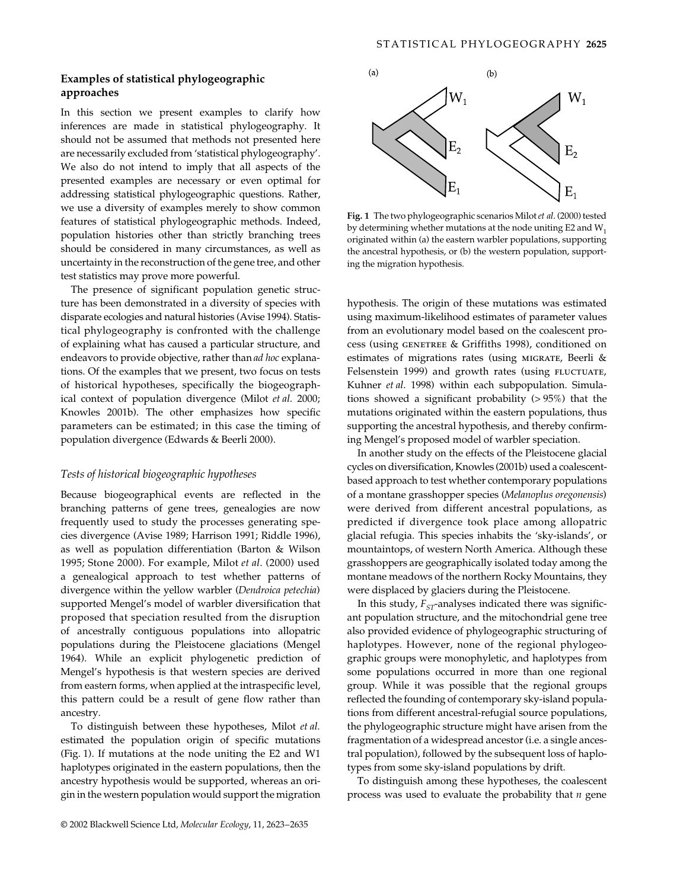## Examples of statistical phylogeographic approaches

In this section we present examples to clarify how inferences are made in statistical phylogeography. It should not be assumed that methods not presented here are necessarily excluded from 'statistical phylogeography'. We also do not intend to imply that all aspects of the presented examples are necessary or even optimal for addressing statistical phylogeographic questions. Rather, we use a diversity of examples merely to show common features of statistical phylogeographic methods. Indeed, population histories other than strictly branching trees should be considered in many circumstances, as well as uncertainty in the reconstruction of the gene tree, and other test statistics may prove more powerful.

The presence of significant population genetic structure has been demonstrated in a diversity of species with disparate ecologies and natural histories (Avise 1994). Statistical phylogeography is confronted with the challenge of explaining what has caused a particular structure, and endeavors to provide objective, rather than *ad hoc* explanations. Of the examples that we present, two focus on tests of historical hypotheses, specifically the biogeographical context of population divergence (Milot *et al*. 2000; Knowles 2001b). The other emphasizes how specific parameters can be estimated; in this case the timing of population divergence (Edwards & Beerli 2000).

### *Tests of historical biogeographic hypotheses*

Because biogeographical events are reflected in the branching patterns of gene trees, genealogies are now frequently used to study the processes generating species divergence (Avise 1989; Harrison 1991; Riddle 1996), as well as population differentiation (Barton & Wilson 1995; Stone 2000). For example, Milot *et al*. (2000) used a genealogical approach to test whether patterns of divergence within the yellow warbler (*Dendroica petechia*) supported Mengel's model of warbler diversification that proposed that speciation resulted from the disruption of ancestrally contiguous populations into allopatric populations during the Pleistocene glaciations (Mengel 1964). While an explicit phylogenetic prediction of Mengel's hypothesis is that western species are derived from eastern forms, when applied at the intraspecific level, this pattern could be a result of gene flow rather than ancestry.

To distinguish between these hypotheses, Milot *et al*. estimated the population origin of specific mutations (Fig. 1). If mutations at the node uniting the E2 and W1 haplotypes originated in the eastern populations, then the ancestry hypothesis would be supported, whereas an origin in the western population would support the migration hypothesis. The origin of these mutations was estimated using maximum-likelihood estimates of parameter values from an evolutionary model based on the coalescent process (using GENETREE & Griffiths 1998), conditioned on estimates of migrations rates (using MIGRATE, Beerli & Felsenstein 1999) and growth rates (using FLUCTUATE, Kuhner *et al*. 1998) within each subpopulation. Simulations showed a significant probability (> 95%) that the mutations originated within the eastern populations, thus supporting the ancestral hypothesis, and thereby confirming Mengel's proposed model of warbler speciation.

**Fig. 1** The two phylogeographic scenarios Milot *et al*. (2000) tested by determining whether mutations at the node uniting E2 and $W_1$ originated within (a) the eastern warbler populations, supporting the ancestral hypothesis, or (b) the western population, supporting the migration hypothesis.

In another study on the effects of the Pleistocene glacial cycles on diversification, Knowles (2001b) used a coalescent-based approach to test whether contemporary populations of a montane grasshopper species (*Melanoplus oregonensis*) were derived from different ancestral populations, as predicted if divergence took place among allopatric glacial refugia. This species inhabits the 'sky-islands', or mountaintops, of western North America. Although these grasshoppers are geographically isolated today among the montane meadows of the northern Rocky Mountains, they were displaced by glaciers during the Pleistocene.

In this study, $F_{ST}$-analyses indicated there was significant population structure, and the mitochondrial gene tree also provided evidence of phylogeographic structuring of haplotypes. However, none of the regional phylogeographic groups were monophyletic, and haplotypes from some populations occurred in more than one regional group. While it was possible that the regional groups reflected the founding of contemporary sky-island populations from different ancestral-refugial source populations, the phylogeographic structure might have arisen from the fragmentation of a widespread ancestor (i.e. a single ancestral population), followed by the subsequent loss of haplotypes from some sky-island populations by drift.

To distinguish among these hypotheses, the coalescent process was used to evaluate the probability that *n* gene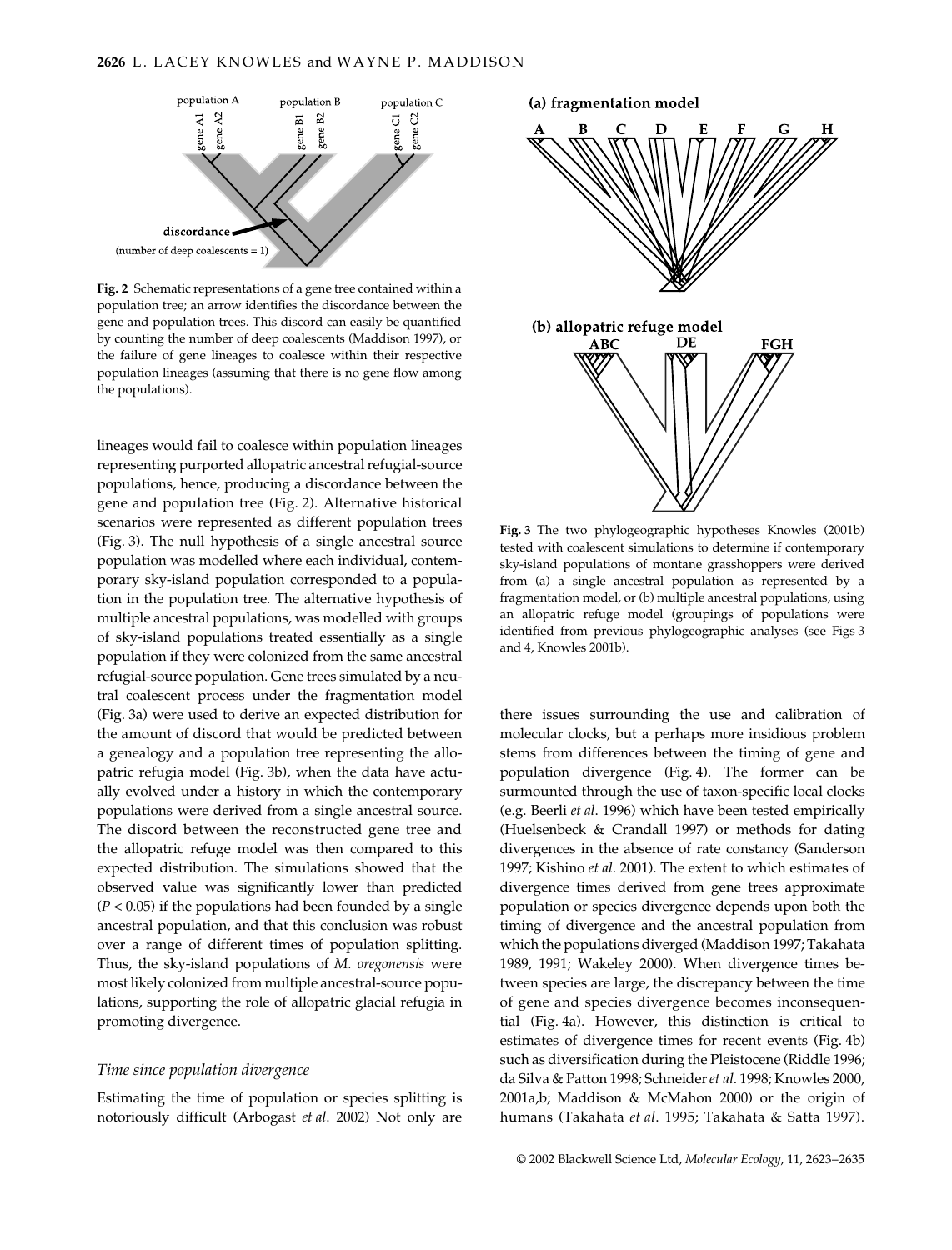**Fig. 2** Schematic representations of a gene tree contained within a population tree; an arrow identifies the discordance between the gene and population trees. This discord can easily be quantified by counting the number of deep coalescents (Maddison 1997), or the failure of gene lineages to coalesce within their respective population lineages (assuming that there is no gene flow among the populations).

lineages would fail to coalesce within population lineages representing purported allopatric ancestral refugial-source populations, hence, producing a discordance between the gene and population tree (Fig. 2). Alternative historical scenarios were represented as different population trees (Fig. 3). The null hypothesis of a single ancestral source population was modelled where each individual, contemporary sky-island population corresponded to a population in the population tree. The alternative hypothesis of multiple ancestral populations, was modelled with groups of sky-island populations treated essentially as a single population if they were colonized from the same ancestral refugial-source population. Gene trees simulated by a neutral coalescent process under the fragmentation model (Fig. 3a) were used to derive an expected distribution for the amount of discord that would be predicted between a genealogy and a population tree representing the allopatric refugia model (Fig. 3b), when the data have actually evolved under a history in which the contemporary populations were derived from a single ancestral source. The discord between the reconstructed gene tree and the allopatric refuge model was then compared to this expected distribution. The simulations showed that the observed value was significantly lower than predicted ($P < 0.05$) if the populations had been founded by a single ancestral population, and that this conclusion was robust over a range of different times of population splitting. Thus, the sky-island populations of *M. oregonensis* were most likely colonized from multiple ancestral-source populations, supporting the role of allopatric glacial refugia in promoting divergence.

**Fig. 3** The two phylogeographic hypotheses Knowles (2001b) tested with coalescent simulations to determine if contemporary sky-island populations of montane grasshoppers were derived from (a) a single ancestral population as represented by a fragmentation model, or (b) multiple ancestral populations, using an allopatric refuge model (groupings of populations were identified from previous phylogeographic analyses (see Figs 3 and 4, Knowles 2001b).

### *Time since population divergence*

Estimating the time of population or species splitting is notoriously difficult (Arbogast *et al*. 2002) Not only are there issues surrounding the use and calibration of molecular clocks, but a perhaps more insidious problem stems from differences between the timing of gene and population divergence (Fig. 4). The former can be surmounted through the use of taxon-specific local clocks (e.g. Beerli *et al*. 1996) which have been tested empirically (Huelsenbeck & Crandall 1997) or methods for dating divergences in the absence of rate constancy (Sanderson 1997; Kishino *et al*. 2001). The extent to which estimates of divergence times derived from gene trees approximate population or species divergence depends upon both the timing of divergence and the ancestral population from which the populations diverged (Maddison 1997; Takahata 1989, 1991; Wakeley 2000). When divergence times between species are large, the discrepancy between the time of gene and species divergence becomes inconsequential (Fig. 4a). However, this distinction is critical to estimates of divergence times for recent events (Fig. 4b) such as diversification during the Pleistocene (Riddle 1996; da Silva & Patton 1998; Schneider *et al*. 1998; Knowles 2000, 2001a,b; Maddison & McMahon 2000) or the origin of humans (Takahata *et al*. 1995; Takahata & Satta 1997).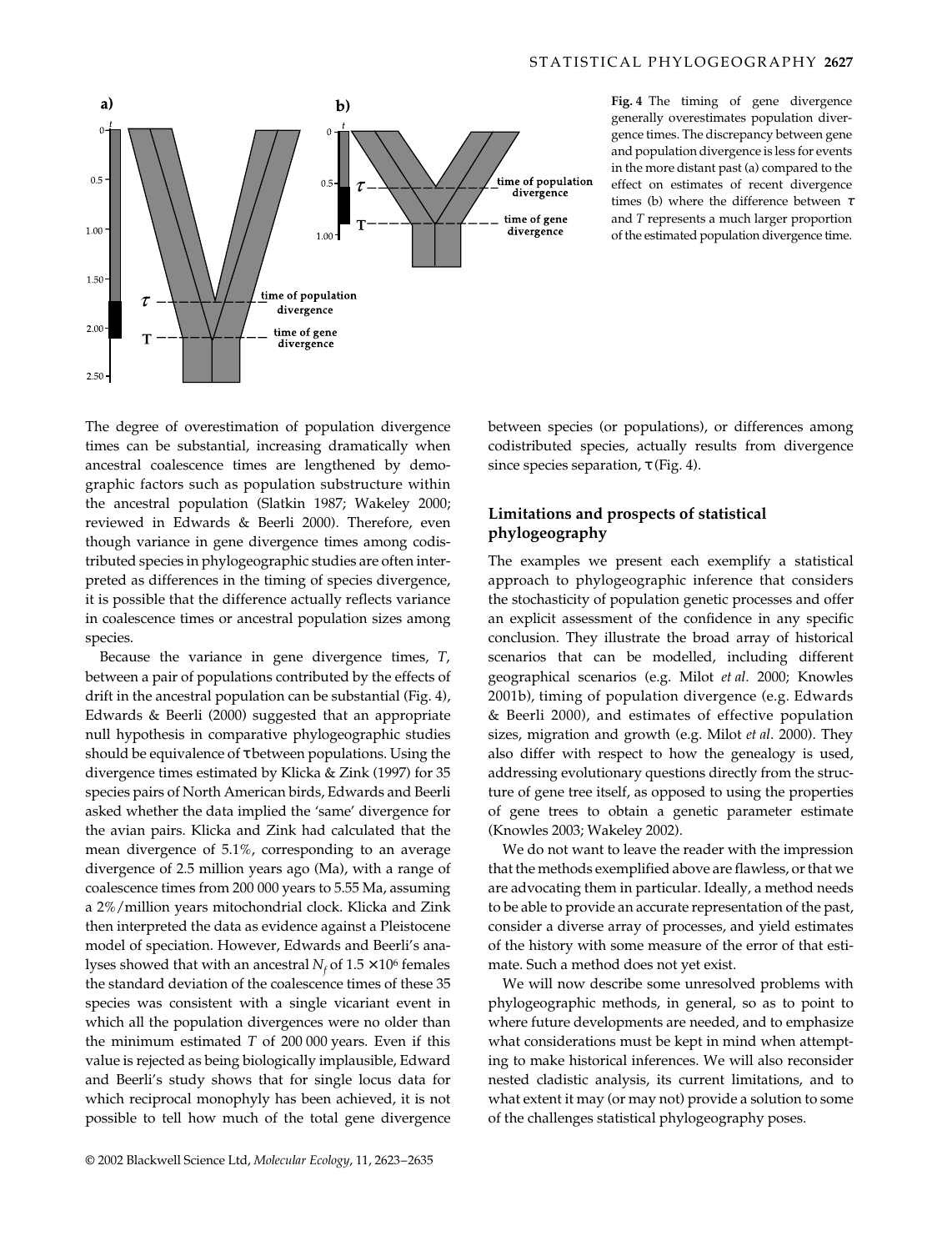Fig. 4 The timing of gene divergence generally overestimates population divergence times. The discrepancy between gene and population divergence is less for events in the more distant past (a) compared to the effect on estimates of recent divergence times (b) where the difference between τ and *T* represents a much larger proportion of the estimated population divergence time.

The degree of overestimation of population divergence times can be substantial, increasing dramatically when ancestral coalescence times are lengthened by demographic factors such as population substructure within the ancestral population (Slatkin 1987; Wakeley 2000; reviewed in Edwards & Beerli 2000). Therefore, even though variance in gene divergence times among codistributed species in phylogeographic studies are often interpreted as differences in the timing of species divergence, it is possible that the difference actually reflects variance in coalescence times or ancestral population sizes among species.

Because the variance in gene divergence times, *T*, between a pair of populations contributed by the effects of drift in the ancestral population can be substantial (Fig. 4), Edwards & Beerli (2000) suggested that an appropriate null hypothesis in comparative phylogeographic studies should be equivalence of τ between populations. Using the divergence times estimated by Klicka & Zink (1997) for 35 species pairs of North American birds, Edwards and Beerli asked whether the data implied the 'same' divergence for the avian pairs. Klicka and Zink had calculated that the mean divergence of 5.1%, corresponding to an average divergence of 2.5 million years ago (Ma), with a range of coalescence times from 200 000 years to 5.55 Ma, assuming a 2%/million years mitochondrial clock. Klicka and Zink then interpreted the data as evidence against a Pleistocene model of speciation. However, Edwards and Beerli's analyses showed that with an ancestral $N_f$ of $1.5 \times 10^6$ females the standard deviation of the coalescence times of these 35 species was consistent with a single vicariant event in which all the population divergences were no older than the minimum estimated *T* of 200 000 years. Even if this value is rejected as being biologically implausible, Edward and Beerli's study shows that for single locus data for which reciprocal monophyly has been achieved, it is not possible to tell how much of the total gene divergence between species (or populations), or differences among codistributed species, actually results from divergence since species separation, τ (Fig. 4).

## Limitations and prospects of statistical phylogeography

The examples we present each exemplify a statistical approach to phylogeographic inference that considers the stochasticity of population genetic processes and offer an explicit assessment of the confidence in any specific conclusion. They illustrate the broad array of historical scenarios that can be modelled, including different geographical scenarios (e.g. Milot *et al*. 2000; Knowles 2001b), timing of population divergence (e.g. Edwards & Beerli 2000), and estimates of effective population sizes, migration and growth (e.g. Milot *et al*. 2000). They also differ with respect to how the genealogy is used, addressing evolutionary questions directly from the structure of gene tree itself, as opposed to using the properties of gene trees to obtain a genetic parameter estimate (Knowles 2003; Wakeley 2002).

We do not want to leave the reader with the impression that the methods exemplified above are flawless, or that we are advocating them in particular. Ideally, a method needs to be able to provide an accurate representation of the past, consider a diverse array of processes, and yield estimates of the history with some measure of the error of that estimate. Such a method does not yet exist.

We will now describe some unresolved problems with phylogeographic methods, in general, so as to point to where future developments are needed, and to emphasize what considerations must be kept in mind when attempting to make historical inferences. We will also reconsider nested cladistic analysis, its current limitations, and to what extent it may (or may not) provide a solution to some of the challenges statistical phylogeography poses.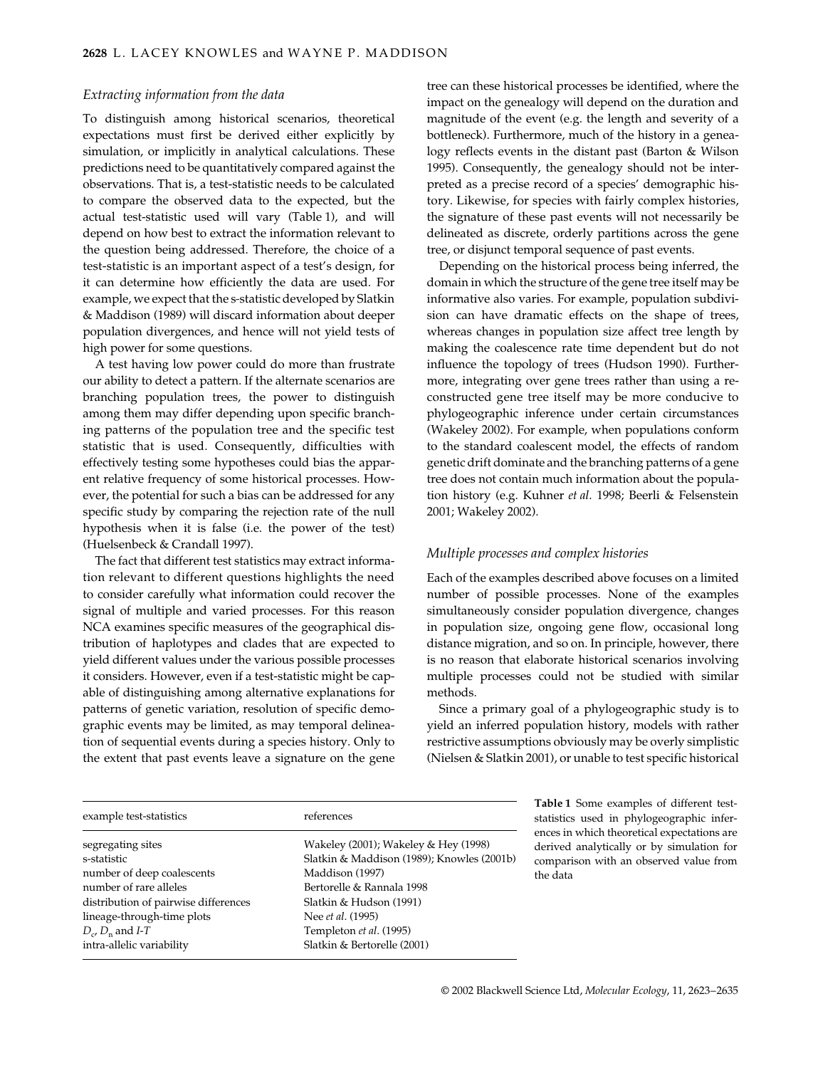### *Extracting information from the data*

To distinguish among historical scenarios, theoretical expectations must first be derived either explicitly by simulation, or implicitly in analytical calculations. These predictions need to be quantitatively compared against the observations. That is, a test-statistic needs to be calculated to compare the observed data to the expected, but the actual test-statistic used will vary (Table 1), and will depend on how best to extract the information relevant to the question being addressed. Therefore, the choice of a test-statistic is an important aspect of a test's design, for it can determine how efficiently the data are used. For example, we expect that the s-statistic developed by Slatkin & Maddison (1989) will discard information about deeper population divergences, and hence will not yield tests of high power for some questions.

A test having low power could do more than frustrate our ability to detect a pattern. If the alternate scenarios are branching population trees, the power to distinguish among them may differ depending upon specific branching patterns of the population tree and the specific test statistic that is used. Consequently, difficulties with effectively testing some hypotheses could bias the apparent relative frequency of some historical processes. However, the potential for such a bias can be addressed for any specific study by comparing the rejection rate of the null hypothesis when it is false (i.e. the power of the test) (Huelsenbeck & Crandall 1997).

The fact that different test statistics may extract information relevant to different questions highlights the need to consider carefully what information could recover the signal of multiple and varied processes. For this reason NCA examines specific measures of the geographical distribution of haplotypes and clades that are expected to yield different values under the various possible processes it considers. However, even if a test-statistic might be capable of distinguishing among alternative explanations for patterns of genetic variation, resolution of specific demographic events may be limited, as may temporal delineation of sequential events during a species history. Only to the extent that past events leave a signature on the gene tree can these historical processes be identified, where the impact on the genealogy will depend on the duration and magnitude of the event (e.g. the length and severity of a bottleneck). Furthermore, much of the history in a genealogy reflects events in the distant past (Barton & Wilson 1995). Consequently, the genealogy should not be interpreted as a precise record of a species' demographic history. Likewise, for species with fairly complex histories, the signature of these past events will not necessarily be delineated as discrete, orderly partitions across the gene tree, or disjunct temporal sequence of past events.

Depending on the historical process being inferred, the domain in which the structure of the gene tree itself may be informative also varies. For example, population subdivision can have dramatic effects on the shape of trees, whereas changes in population size affect tree length by making the coalescence rate time dependent but do not influence the topology of trees (Hudson 1990). Furthermore, integrating over gene trees rather than using a reconstructed gene tree itself may be more conducive to phylogeographic inference under certain circumstances (Wakeley 2002). For example, when populations conform to the standard coalescent model, the effects of random genetic drift dominate and the branching patterns of a gene tree does not contain much information about the population history (e.g. Kuhner *et al*. 1998; Beerli & Felsenstein 2001; Wakeley 2002).

### *Multiple processes and complex histories*

Each of the examples described above focuses on a limited number of possible processes. None of the examples simultaneously consider population divergence, changes in population size, ongoing gene flow, occasional long distance migration, and so on. In principle, however, there is no reason that elaborate historical scenarios involving multiple processes could not be studied with similar methods.

Since a primary goal of a phylogeographic study is to yield an inferred population history, models with rather restrictive assumptions obviously may be overly simplistic (Nielsen & Slatkin 2001), or unable to test specific historical

**Table 1** Some examples of different test-statistics used in phylogeographic inferences in which theoretical expectations are derived analytically or by simulation for comparison with an observed value from the data

| example test-statistics | references |
|---|---|
| segregating sites | Wakeley (2001); Wakeley & Hey (1998) |
| s-statistic | Slatkin & Maddison (1989); Knowles (2001b) |
| number of deep coalescents | Maddison (1997) |
| number of rare alleles | Bertorelle & Rannala 1998 |
| distribution of pairwise differences | Slatkin & Hudson (1991) |
| lineage-through-time plots | Nee *et al*. (1995) |
| $D_c$, $D_n$ and *I-T* | Templeton *et al*. (1995) |
| intra-allelic variability | Slatkin & Bertorelle (2001) |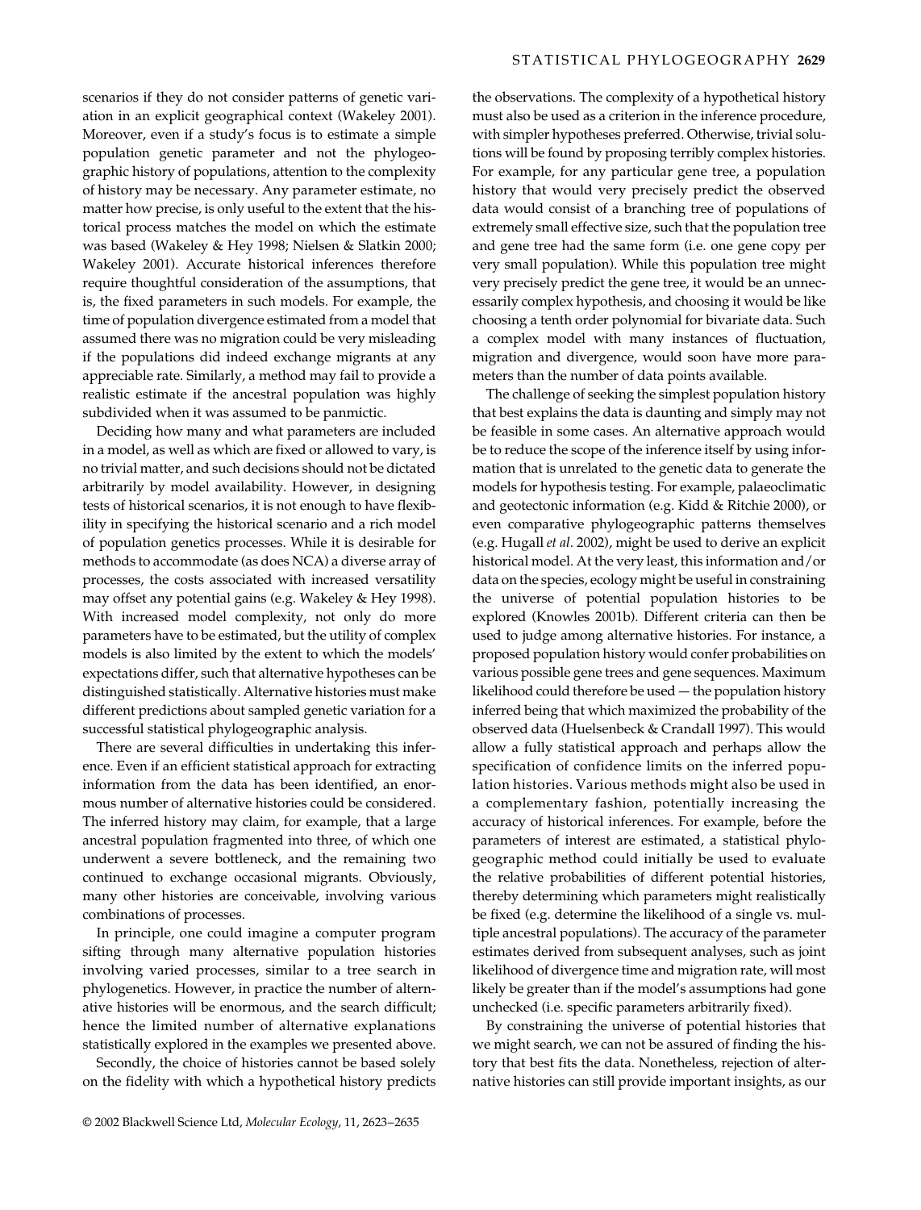scenarios if they do not consider patterns of genetic variation in an explicit geographical context (Wakeley 2001). Moreover, even if a study's focus is to estimate a simple population genetic parameter and not the phylogeographic history of populations, attention to the complexity of history may be necessary. Any parameter estimate, no matter how precise, is only useful to the extent that the historical process matches the model on which the estimate was based (Wakeley & Hey 1998; Nielsen & Slatkin 2000; Wakeley 2001). Accurate historical inferences therefore require thoughtful consideration of the assumptions, that is, the fixed parameters in such models. For example, the time of population divergence estimated from a model that assumed there was no migration could be very misleading if the populations did indeed exchange migrants at any appreciable rate. Similarly, a method may fail to provide a realistic estimate if the ancestral population was highly subdivided when it was assumed to be panmictic.

Deciding how many and what parameters are included in a model, as well as which are fixed or allowed to vary, is no trivial matter, and such decisions should not be dictated arbitrarily by model availability. However, in designing tests of historical scenarios, it is not enough to have flexibility in specifying the historical scenario and a rich model of population genetics processes. While it is desirable for methods to accommodate (as does NCA) a diverse array of processes, the costs associated with increased versatility may offset any potential gains (e.g. Wakeley & Hey 1998). With increased model complexity, not only do more parameters have to be estimated, but the utility of complex models is also limited by the extent to which the models' expectations differ, such that alternative hypotheses can be distinguished statistically. Alternative histories must make different predictions about sampled genetic variation for a successful statistical phylogeographic analysis.

There are several difficulties in undertaking this inference. Even if an efficient statistical approach for extracting information from the data has been identified, an enormous number of alternative histories could be considered. The inferred history may claim, for example, that a large ancestral population fragmented into three, of which one underwent a severe bottleneck, and the remaining two continued to exchange occasional migrants. Obviously, many other histories are conceivable, involving various combinations of processes.

In principle, one could imagine a computer program sifting through many alternative population histories involving varied processes, similar to a tree search in phylogenetics. However, in practice the number of alternative histories will be enormous, and the search difficult; hence the limited number of alternative explanations statistically explored in the examples we presented above.

Secondly, the choice of histories cannot be based solely on the fidelity with which a hypothetical history predicts the observations. The complexity of a hypothetical history must also be used as a criterion in the inference procedure, with simpler hypotheses preferred. Otherwise, trivial solutions will be found by proposing terribly complex histories. For example, for any particular gene tree, a population history that would very precisely predict the observed data would consist of a branching tree of populations of extremely small effective size, such that the population tree and gene tree had the same form (i.e. one gene copy per very small population). While this population tree might very precisely predict the gene tree, it would be an unnecessarily complex hypothesis, and choosing it would be like choosing a tenth order polynomial for bivariate data. Such a complex model with many instances of fluctuation, migration and divergence, would soon have more parameters than the number of data points available.

The challenge of seeking the simplest population history that best explains the data is daunting and simply may not be feasible in some cases. An alternative approach would be to reduce the scope of the inference itself by using information that is unrelated to the genetic data to generate the models for hypothesis testing. For example, palaeoclimatic and geotectonic information (e.g. Kidd & Ritchie 2000), or even comparative phylogeographic patterns themselves (e.g. Hugall *et al*. 2002), might be used to derive an explicit historical model. At the very least, this information and/or data on the species, ecology might be useful in constraining the universe of potential population histories to be explored (Knowles 2001b). Different criteria can then be used to judge among alternative histories. For instance, a proposed population history would confer probabilities on various possible gene trees and gene sequences. Maximum likelihood could therefore be used — the population history inferred being that which maximized the probability of the observed data (Huelsenbeck & Crandall 1997). This would allow a fully statistical approach and perhaps allow the specification of confidence limits on the inferred population histories. Various methods might also be used in a complementary fashion, potentially increasing the accuracy of historical inferences. For example, before the parameters of interest are estimated, a statistical phylogeographic method could initially be used to evaluate the relative probabilities of different potential histories, thereby determining which parameters might realistically be fixed (e.g. determine the likelihood of a single vs. multiple ancestral populations). The accuracy of the parameter estimates derived from subsequent analyses, such as joint likelihood of divergence time and migration rate, will most likely be greater than if the model's assumptions had gone unchecked (i.e. specific parameters arbitrarily fixed).

By constraining the universe of potential histories that we might search, we can not be assured of finding the history that best fits the data. Nonetheless, rejection of alternative histories can still provide important insights, as our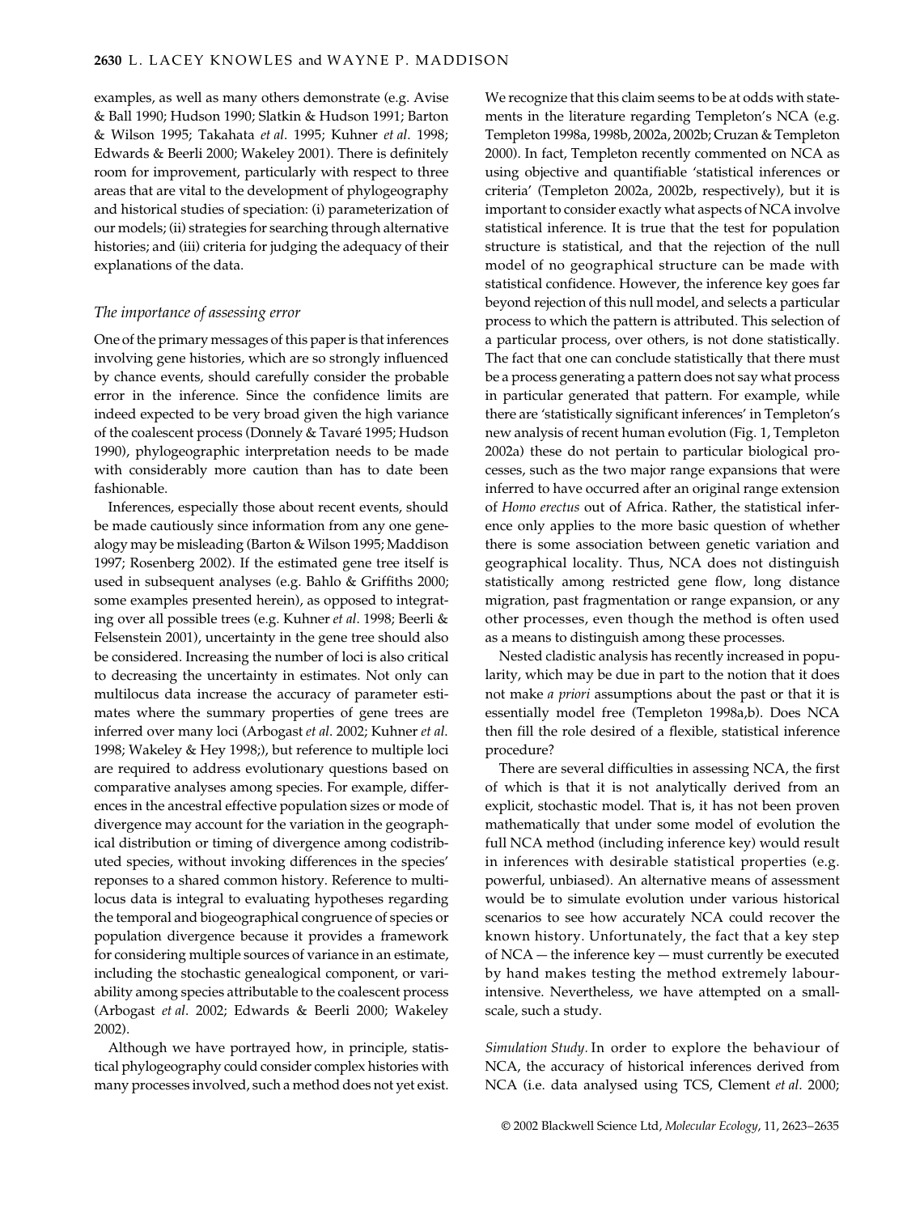examples, as well as many others demonstrate (e.g. Avise & Ball 1990; Hudson 1990; Slatkin & Hudson 1991; Barton & Wilson 1995; Takahata *et al*. 1995; Kuhner *et al*. 1998; Edwards & Beerli 2000; Wakeley 2001). There is definitely room for improvement, particularly with respect to three areas that are vital to the development of phylogeography and historical studies of speciation: (i) parameterization of our models; (ii) strategies for searching through alternative histories; and (iii) criteria for judging the adequacy of their explanations of the data.

### *The importance of assessing error*

One of the primary messages of this paper is that inferences involving gene histories, which are so strongly influenced by chance events, should carefully consider the probable error in the inference. Since the confidence limits are indeed expected to be very broad given the high variance of the coalescent process (Donnely & Tavaré 1995; Hudson 1990), phylogeographic interpretation needs to be made with considerably more caution than has to date been fashionable.

Inferences, especially those about recent events, should be made cautiously since information from any one genealogy may be misleading (Barton & Wilson 1995; Maddison 1997; Rosenberg 2002). If the estimated gene tree itself is used in subsequent analyses (e.g. Bahlo & Griffiths 2000; some examples presented herein), as opposed to integrating over all possible trees (e.g. Kuhner *et al*. 1998; Beerli & Felsenstein 2001), uncertainty in the gene tree should also be considered. Increasing the number of loci is also critical to decreasing the uncertainty in estimates. Not only can multilocus data increase the accuracy of parameter estimates where the summary properties of gene trees are inferred over many loci (Arbogast *et al*. 2002; Kuhner *et al.* 1998; Wakeley & Hey 1998;), but reference to multiple loci are required to address evolutionary questions based on comparative analyses among species. For example, differences in the ancestral effective population sizes or mode of divergence may account for the variation in the geographical distribution or timing of divergence among codistributed species, without invoking differences in the species' reponses to a shared common history. Reference to multilocus data is integral to evaluating hypotheses regarding the temporal and biogeographical congruence of species or population divergence because it provides a framework for considering multiple sources of variance in an estimate, including the stochastic genealogical component, or variability among species attributable to the coalescent process (Arbogast *et al*. 2002; Edwards & Beerli 2000; Wakeley 2002).

Although we have portrayed how, in principle, statistical phylogeography could consider complex histories with many processes involved, such a method does not yet exist. We recognize that this claim seems to be at odds with statements in the literature regarding Templeton's NCA (e.g. Templeton 1998a, 1998b, 2002a, 2002b; Cruzan & Templeton 2000). In fact, Templeton recently commented on NCA as using objective and quantifiable 'statistical inferences or criteria' (Templeton 2002a, 2002b, respectively), but it is important to consider exactly what aspects of NCA involve statistical inference. It is true that the test for population structure is statistical, and that the rejection of the null model of no geographical structure can be made with statistical confidence. However, the inference key goes far beyond rejection of this null model, and selects a particular process to which the pattern is attributed. This selection of a particular process, over others, is not done statistically. The fact that one can conclude statistically that there must be a process generating a pattern does not say what process in particular generated that pattern. For example, while there are 'statistically significant inferences' in Templeton's new analysis of recent human evolution (Fig. 1, Templeton 2002a) these do not pertain to particular biological processes, such as the two major range expansions that were inferred to have occurred after an original range extension of *Homo erectus* out of Africa. Rather, the statistical inference only applies to the more basic question of whether there is some association between genetic variation and geographical locality. Thus, NCA does not distinguish statistically among restricted gene flow, long distance migration, past fragmentation or range expansion, or any other processes, even though the method is often used as a means to distinguish among these processes.

Nested cladistic analysis has recently increased in popularity, which may be due in part to the notion that it does not make *a priori* assumptions about the past or that it is essentially model free (Templeton 1998a,b). Does NCA then fill the role desired of a flexible, statistical inference procedure?

There are several difficulties in assessing NCA, the first of which is that it is not analytically derived from an explicit, stochastic model. That is, it has not been proven mathematically that under some model of evolution the full NCA method (including inference key) would result in inferences with desirable statistical properties (e.g. powerful, unbiased). An alternative means of assessment would be to simulate evolution under various historical scenarios to see how accurately NCA could recover the known history. Unfortunately, the fact that a key step of NCA — the inference key — must currently be executed by hand makes testing the method extremely labour-intensive. Nevertheless, we have attempted on a small-scale, such a study.

*Simulation Study.* In order to explore the behaviour of NCA, the accuracy of historical inferences derived from NCA (i.e. data analysed using TCS, Clement *et al*. 2000;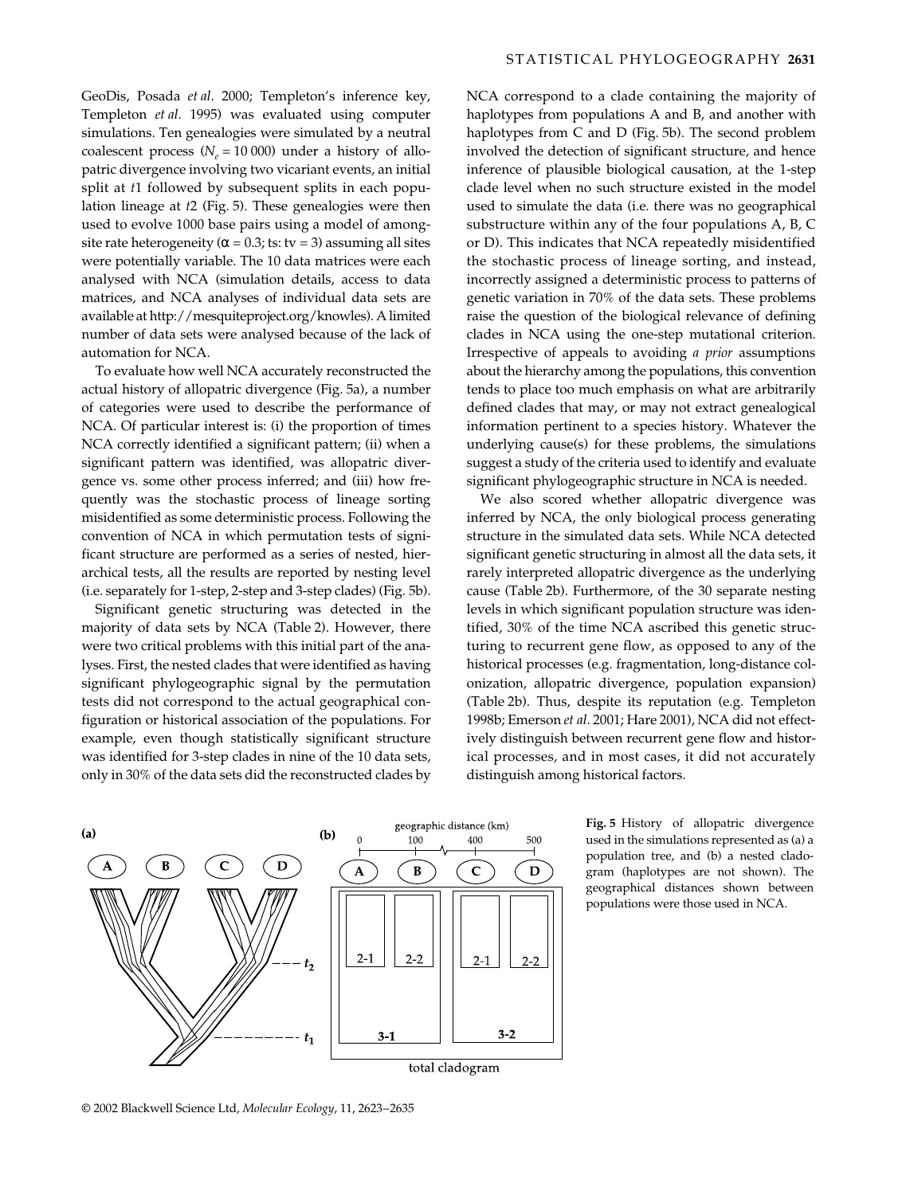GeoDis, Posada *et al*. 2000; Templeton's inference key, Templeton *et al*. 1995) was evaluated using computer simulations. Ten genealogies were simulated by a neutral coalescent process ($N_e$ = 10 000) under a history of allopatric divergence involving two vicariant events, an initial split at *t*1 followed by subsequent splits in each population lineage at *t*2 (Fig. 5). These genealogies were then used to evolve 1000 base pairs using a model of among-site rate heterogeneity ($\alpha$ = 0.3; ts: tv = 3) assuming all sites were potentially variable. The 10 data matrices were each analysed with NCA (simulation details, access to data matrices, and NCA analyses of individual data sets are available at http://mesquiteproject.org/knowles). A limited number of data sets were analysed because of the lack of automation for NCA.

To evaluate how well NCA accurately reconstructed the actual history of allopatric divergence (Fig. 5a), a number of categories were used to describe the performance of NCA. Of particular interest is: (i) the proportion of times NCA correctly identified a significant pattern; (ii) when a significant pattern was identified, was allopatric divergence vs. some other process inferred; and (iii) how frequently was the stochastic process of lineage sorting misidentified as some deterministic process. Following the convention of NCA in which permutation tests of significant structure are performed as a series of nested, hierarchical tests, all the results are reported by nesting level (i.e. separately for 1-step, 2-step and 3-step clades) (Fig. 5b).

Significant genetic structuring was detected in the majority of data sets by NCA (Table 2). However, there were two critical problems with this initial part of the analyses. First, the nested clades that were identified as having significant phylogeographic signal by the permutation tests did not correspond to the actual geographical configuration or historical association of the populations. For example, even though statistically significant structure was identified for 3-step clades in nine of the 10 data sets, only in 30% of the data sets did the reconstructed clades by NCA correspond to a clade containing the majority of haplotypes from populations A and B, and another with haplotypes from C and D (Fig. 5b). The second problem involved the detection of significant structure, and hence inference of plausible biological causation, at the 1-step clade level when no such structure existed in the model used to simulate the data (i.e. there was no geographical substructure within any of the four populations A, B, C or D). This indicates that NCA repeatedly misidentified the stochastic process of lineage sorting, and instead, incorrectly assigned a deterministic process to patterns of genetic variation in 70% of the data sets. These problems raise the question of the biological relevance of defining clades in NCA using the one-step mutational criterion. Irrespective of appeals to avoiding *a prior* assumptions about the hierarchy among the populations, this convention tends to place too much emphasis on what are arbitrarily defined clades that may, or may not extract genealogical information pertinent to a species history. Whatever the underlying cause(s) for these problems, the simulations suggest a study of the criteria used to identify and evaluate significant phylogeographic structure in NCA is needed.

We also scored whether allopatric divergence was inferred by NCA, the only biological process generating structure in the simulated data sets. While NCA detected significant genetic structuring in almost all the data sets, it rarely interpreted allopatric divergence as the underlying cause (Table 2b). Furthermore, of the 30 separate nesting levels in which significant population structure was identified, 30% of the time NCA ascribed this genetic structuring to recurrent gene flow, as opposed to any of the historical processes (e.g. fragmentation, long-distance colonization, allopatric divergence, population expansion) (Table 2b). Thus, despite its reputation (e.g. Templeton 1998b; Emerson *et al*. 2001; Hare 2001), NCA did not effectively distinguish between recurrent gene flow and historical processes, and in most cases, it did not accurately distinguish among historical factors.

**Fig. 5** History of allopatric divergence used in the simulations represented as (a) a population tree, and (b) a nested cladogram (haplotypes are not shown). The geographical distances shown between populations were those used in NCA.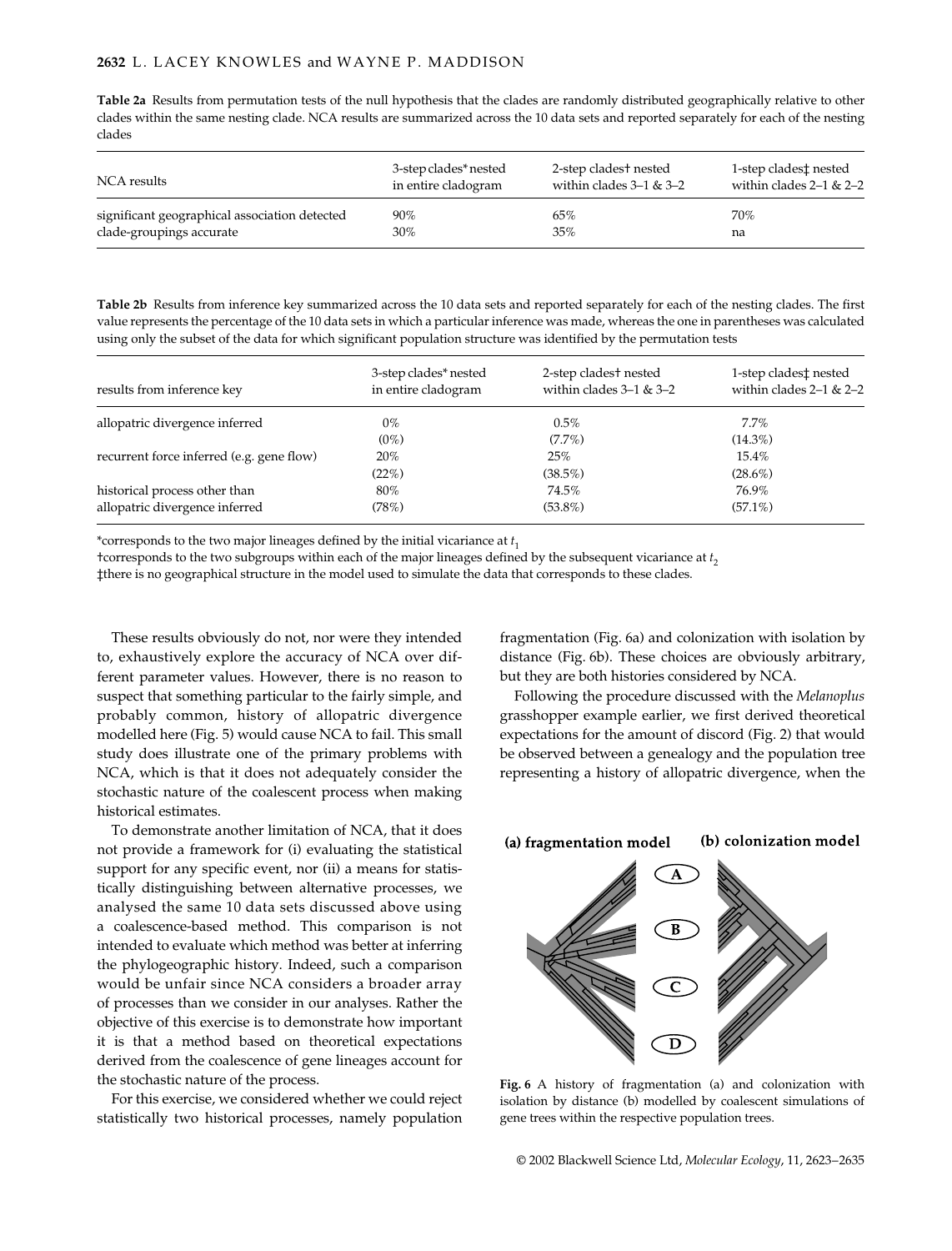**Table 2a** Results from permutation tests of the null hypothesis that the clades are randomly distributed geographically relative to other clades within the same nesting clade. NCA results are summarized across the 10 data sets and reported separately for each of the nesting clades

| NCA results | 3-step clades* nested in entire cladogram | 2-step clades† nested within clades 3–1 & 3–2 | 1-step clades‡ nested within clades 2–1 & 2–2 |
|---|---|---|---|
| significant geographical association detected | 90% | 65% | 70% |
| clade-groupings accurate | 30% | 35% | na |

**Table 2b** Results from inference key summarized across the 10 data sets and reported separately for each of the nesting clades. The first value represents the percentage of the 10 data sets in which a particular inference was made, whereas the one in parentheses was calculated using only the subset of the data for which significant population structure was identified by the permutation tests

| results from inference key | 3-step clades* nested in entire cladogram | 2-step clades† nested within clades 3–1 & 3–2 | 1-step clades‡ nested within clades 2–1 & 2–2 |
|---|---|---|---|
| allopatric divergence inferred | 0% (0%) | 0.5% (7.7%) | 7.7% (14.3%) |
| recurrent force inferred (e.g. gene flow) | 20% (22%) | 25% (38.5%) | 15.4% (28.6%) |
| historical process other than allopatric divergence inferred | 80% (78%) | 74.5% (53.8%) | 76.9% (57.1%) |

*corresponds to the two major lineages defined by the initial vicariance at $t_1$

†corresponds to the two subgroups within each of the major lineages defined by the subsequent vicariance at $t_2$

‡there is no geographical structure in the model used to simulate the data that corresponds to these clades.

These results obviously do not, nor were they intended to, exhaustively explore the accuracy of NCA over different parameter values. However, there is no reason to suspect that something particular to the fairly simple, and probably common, history of allopatric divergence modelled here (Fig. 5) would cause NCA to fail. This small study does illustrate one of the primary problems with NCA, which is that it does not adequately consider the stochastic nature of the coalescent process when making historical estimates.

To demonstrate another limitation of NCA, that it does not provide a framework for (i) evaluating the statistical support for any specific event, nor (ii) a means for statistically distinguishing between alternative processes, we analysed the same 10 data sets discussed above using a coalescence-based method. This comparison is not intended to evaluate which method was better at inferring the phylogeographic history. Indeed, such a comparison would be unfair since NCA considers a broader array of processes than we consider in our analyses. Rather the objective of this exercise is to demonstrate how important it is that a method based on theoretical expectations derived from the coalescence of gene lineages account for the stochastic nature of the process.

For this exercise, we considered whether we could reject statistically two historical processes, namely population fragmentation (Fig. 6a) and colonization with isolation by distance (Fig. 6b). These choices are obviously arbitrary, but they are both histories considered by NCA.

Following the procedure discussed with the *Melanoplus* grasshopper example earlier, we first derived theoretical expectations for the amount of discord (Fig. 2) that would be observed between a genealogy and the population tree representing a history of allopatric divergence, when the

**Fig. 6** A history of fragmentation (a) and colonization with isolation by distance (b) modelled by coalescent simulations of gene trees within the respective population trees.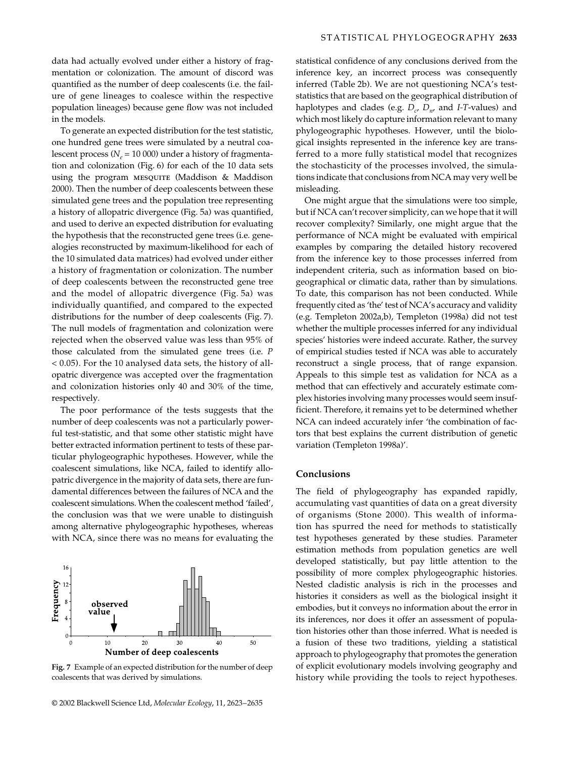data had actually evolved under either a history of fragmentation or colonization. The amount of discord was quantified as the number of deep coalescents (i.e. the failure of gene lineages to coalesce within the respective population lineages) because gene flow was not included in the models.

To generate an expected distribution for the test statistic, one hundred gene trees were simulated by a neutral coalescent process ($N_e$ = 10 000) under a history of fragmentation and colonization (Fig. 6) for each of the 10 data sets using the program MESQUITE (Maddison & Maddison 2000). Then the number of deep coalescents between these simulated gene trees and the population tree representing a history of allopatric divergence (Fig. 5a) was quantified, and used to derive an expected distribution for evaluating the hypothesis that the reconstructed gene trees (i.e. genealogies reconstructed by maximum-likelihood for each of the 10 simulated data matrices) had evolved under either a history of fragmentation or colonization. The number of deep coalescents between the reconstructed gene tree and the model of allopatric divergence (Fig. 5a) was individually quantified, and compared to the expected distributions for the number of deep coalescents (Fig. 7). The null models of fragmentation and colonization were rejected when the observed value was less than 95% of those calculated from the simulated gene trees (i.e. $P < 0.05$). For the 10 analysed data sets, the history of allopatric divergence was accepted over the fragmentation and colonization histories only 40 and 30% of the time, respectively.

The poor performance of the tests suggests that the number of deep coalescents was not a particularly powerful test-statistic, and that some other statistic might have better extracted information pertinent to tests of these particular phylogeographic hypotheses. However, while the coalescent simulations, like NCA, failed to identify allopatric divergence in the majority of data sets, there are fundamental differences between the failures of NCA and the coalescent simulations. When the coalescent method 'failed', the conclusion was that we were unable to distinguish among alternative phylogeographic hypotheses, whereas with NCA, since there was no means for evaluating the

**Fig. 7** Example of an expected distribution for the number of deep coalescents that was derived by simulations.

statistical confidence of any conclusions derived from the inference key, an incorrect process was consequently inferred (Table 2b). We are not questioning NCA's test-statistics that are based on the geographical distribution of haplotypes and clades (e.g. $D_c$, $D_n$, and *I-T*-values) and which most likely do capture information relevant to many phylogeographic hypotheses. However, until the biological insights represented in the inference key are transferred to a more fully statistical model that recognizes the stochasticity of the processes involved, the simulations indicate that conclusions from NCA may very well be misleading.

One might argue that the simulations were too simple, but if NCA can't recover simplicity, can we hope that it will recover complexity? Similarly, one might argue that the performance of NCA might be evaluated with empirical examples by comparing the detailed history recovered from the inference key to those processes inferred from independent criteria, such as information based on biogeographical or climatic data, rather than by simulations. To date, this comparison has not been conducted. While frequently cited as 'the' test of NCA's accuracy and validity (e.g. Templeton 2002a,b), Templeton (1998a) did not test whether the multiple processes inferred for any individual species' histories were indeed accurate. Rather, the survey of empirical studies tested if NCA was able to accurately reconstruct a single process, that of range expansion. Appeals to this simple test as validation for NCA as a method that can effectively and accurately estimate complex histories involving many processes would seem insufficient. Therefore, it remains yet to be determined whether NCA can indeed accurately infer 'the combination of factors that best explains the current distribution of genetic variation (Templeton 1998a)'.

## Conclusions

The field of phylogeography has expanded rapidly, accumulating vast quantities of data on a great diversity of organisms (Stone 2000). This wealth of information has spurred the need for methods to statistically test hypotheses generated by these studies. Parameter estimation methods from population genetics are well developed statistically, but pay little attention to the possibility of more complex phylogeographic histories. Nested cladistic analysis is rich in the processes and histories it considers as well as the biological insight it embodies, but it conveys no information about the error in its inferences, nor does it offer an assessment of population histories other than those inferred. What is needed is a fusion of these two traditions, yielding a statistical approach to phylogeography that promotes the generation of explicit evolutionary models involving geography and history while providing the tools to reject hypotheses.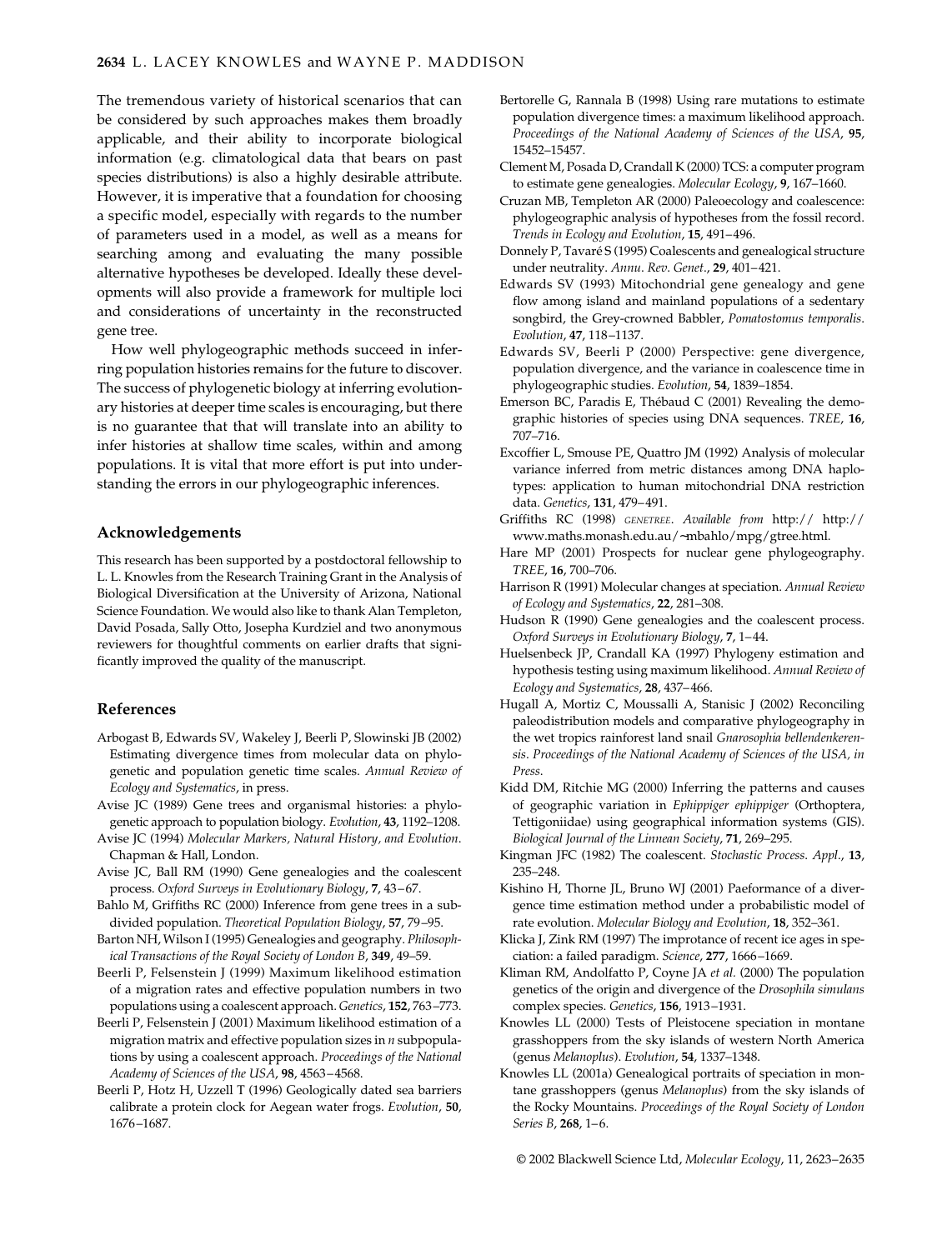The tremendous variety of historical scenarios that can be considered by such approaches makes them broadly applicable, and their ability to incorporate biological information (e.g. climatological data that bears on past species distributions) is also a highly desirable attribute. However, it is imperative that a foundation for choosing a specific model, especially with regards to the number of parameters used in a model, as well as a means for searching among and evaluating the many possible alternative hypotheses be developed. Ideally these developments will also provide a framework for multiple loci and considerations of uncertainty in the reconstructed gene tree.

How well phylogeographic methods succeed in inferring population histories remains for the future to discover. The success of phylogenetic biology at inferring evolutionary histories at deeper time scales is encouraging, but there is no guarantee that that will translate into an ability to infer histories at shallow time scales, within and among populations. It is vital that more effort is put into understanding the errors in our phylogeographic inferences.

## Acknowledgements

This research has been supported by a postdoctoral fellowship to L. L. Knowles from the Research Training Grant in the Analysis of Biological Diversification at the University of Arizona, National Science Foundation. We would also like to thank Alan Templeton, David Posada, Sally Otto, Josepha Kurdziel and two anonymous reviewers for thoughtful comments on earlier drafts that significantly improved the quality of the manuscript.

## References

Arbogast B, Edwards SV, Wakeley J, Beerli P, Slowinski JB (2002) Estimating divergence times from molecular data on phylogenetic and population genetic time scales. *Annual Review of Ecology and Systematics*, in press.

Avise JC (1989) Gene trees and organismal histories: a phylogenetic approach to population biology. *Evolution*, **43**, 1192–1208.

Avise JC (1994) *Molecular Markers, Natural History, and Evolution*. Chapman & Hall, London.

Avise JC, Ball RM (1990) Gene genealogies and the coalescent process. *Oxford Surveys in Evolutionary Biology*, **7**, 43–67.

Bahlo M, Griffiths RC (2000) Inference from gene trees in a subdivided population. *Theoretical Population Biology*, **57**, 79–95.

Barton NH, Wilson I (1995) Genealogies and geography. *Philosophical Transactions of the Royal Society of London B*, **349**, 49–59.

Beerli P, Felsenstein J (1999) Maximum likelihood estimation of a migration rates and effective population numbers in two populations using a coalescent approach. *Genetics*, **152**, 763–773.

Beerli P, Felsenstein J (2001) Maximum likelihood estimation of a migration matrix and effective population sizes in *n* subpopulations by using a coalescent approach. *Proceedings of the National Academy of Sciences of the USA*, **98**, 4563–4568.

Beerli P, Hotz H, Uzzell T (1996) Geologically dated sea barriers calibrate a protein clock for Aegean water frogs. *Evolution*, **50**, 1676–1687.

Bertorelle G, Rannala B (1998) Using rare mutations to estimate population divergence times: a maximum likelihood approach. *Proceedings of the National Academy of Sciences of the USA*, **95**, 15452–15457.

Clement M, Posada D, Crandall K (2000) TCS: a computer program to estimate gene genealogies. *Molecular Ecology*, **9**, 167–1660.

Cruzan MB, Templeton AR (2000) Paleoecology and coalescence: phylogeographic analysis of hypotheses from the fossil record. *Trends in Ecology and Evolution*, **15**, 491–496.

Donnely P, Tavaré S (1995) Coalescents and genealogical structure under neutrality. *Annu. Rev. Genet.*, **29**, 401–421.

Edwards SV (1993) Mitochondrial gene genealogy and gene flow among island and mainland populations of a sedentary songbird, the Grey-crowned Babbler, *Pomatostomus temporalis*. *Evolution*, **47**, 118–1137.

Edwards SV, Beerli P (2000) Perspective: gene divergence, population divergence, and the variance in coalescence time in phylogeographic studies. *Evolution*, **54**, 1839–1854.

Emerson BC, Paradis E, Thébaud C (2001) Revealing the demographic histories of species using DNA sequences. *TREE*, **16**, 707–716.

Excoffier L, Smouse PE, Quattro JM (1992) Analysis of molecular variance inferred from metric distances among DNA haplotypes: application to human mitochondrial DNA restriction data. *Genetics*, **131**, 479–491.

Griffiths RC (1998) GENETREE. *Available from* http:// http://www.maths.monash.edu.au/~mbahlo/mpg/gtree.html.

Hare MP (2001) Prospects for nuclear gene phylogeography. *TREE*, **16**, 700–706.

Harrison R (1991) Molecular changes at speciation. *Annual Review of Ecology and Systematics*, **22**, 281–308.

Hudson R (1990) Gene genealogies and the coalescent process. *Oxford Surveys in Evolutionary Biology*, **7**, 1–44.

Huelsenbeck JP, Crandall KA (1997) Phylogeny estimation and hypothesis testing using maximum likelihood. *Annual Review of Ecology and Systematics*, **28**, 437–466.

Hugall A, Mortiz C, Moussalli A, Stanisic J (2002) Reconciling paleodistribution models and comparative phylogeography in the wet tropics rainforest land snail *Gnarosophia bellendenkerensis*. *Proceedings of the National Academy of Sciences of the USA, in Press*.

Kidd DM, Ritchie MG (2000) Inferring the patterns and causes of geographic variation in *Ephippiger ephippiger* (Orthoptera, Tettigoniidae) using geographical information systems (GIS). *Biological Journal of the Linnean Society*, **71**, 269–295.

Kingman JFC (1982) The coalescent. *Stochastic Process. Appl.*, **13**, 235–248.

Kishino H, Thorne JL, Bruno WJ (2001) Paeformance of a divergence time estimation method under a probabilistic model of rate evolution. *Molecular Biology and Evolution*, **18**, 352–361.

Klicka J, Zink RM (1997) The improtance of recent ice ages in speciation: a failed paradigm. *Science*, **277**, 1666–1669.

Kliman RM, Andolfatto P, Coyne JA *et al.* (2000) The population genetics of the origin and divergence of the *Drosophila simulans* complex species. *Genetics*, **156**, 1913–1931.

Knowles LL (2000) Tests of Pleistocene speciation in montane grasshoppers from the sky islands of western North America (genus *Melanoplus*). *Evolution*, **54**, 1337–1348.

Knowles LL (2001a) Genealogical portraits of speciation in montane grasshoppers (genus *Melanoplus*) from the sky islands of the Rocky Mountains. *Proceedings of the Royal Society of London Series B*, **268**, 1–6.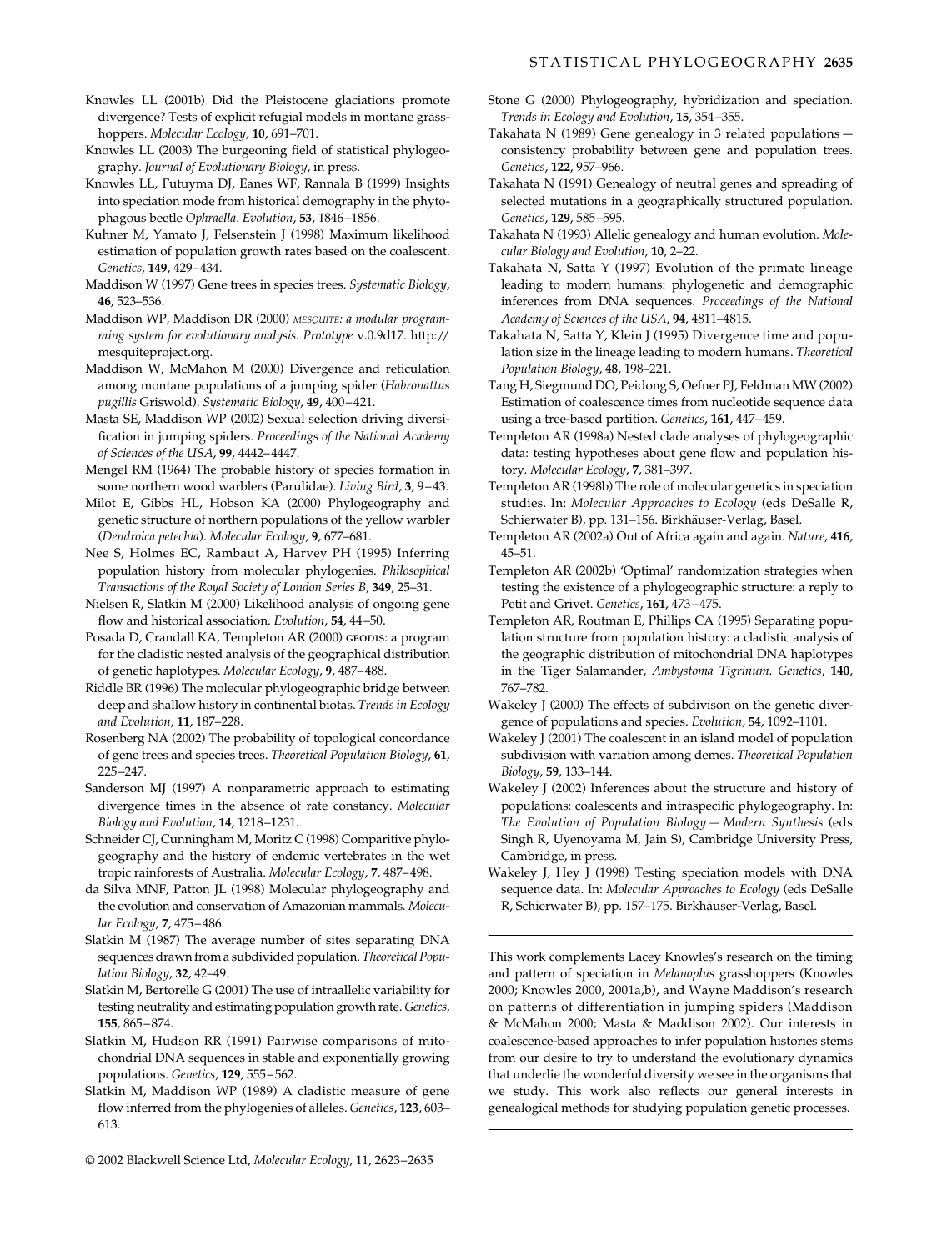Knowles LL (2001b) Did the Pleistocene glaciations promote divergence? Tests of explicit refugial models in montane grasshoppers. *Molecular Ecology*, **10**, 691–701.

Knowles LL (2003) The burgeoning field of statistical phylogeography. *Journal of Evolutionary Biology*, in press.

Knowles LL, Futuyma DJ, Eanes WF, Rannala B (1999) Insights into speciation mode from historical demography in the phytophagous beetle *Ophraella*. *Evolution*, **53**, 1846–1856.

Kuhner M, Yamato J, Felsenstein J (1998) Maximum likelihood estimation of population growth rates based on the coalescent. *Genetics*, **149**, 429–434.

Maddison W (1997) Gene trees in species trees. *Systematic Biology*, **46**, 523–536.

Maddison WP, Maddison DR (2000) *MESQUITE: a modular programming system for evolutionary analysis. Prototype* v.0.9d17. http://mesquiteproject.org.

Maddison W, McMahon M (2000) Divergence and reticulation among montane populations of a jumping spider (*Habronattus pugillis* Griswold). *Systematic Biology*, **49**, 400–421.

Masta SE, Maddison WP (2002) Sexual selection driving diversification in jumping spiders. *Proceedings of the National Academy of Sciences of the USA*, **99**, 4442–4447.

Mengel RM (1964) The probable history of species formation in some northern wood warblers (Parulidae). *Living Bird*, **3**, 9–43.

Milot E, Gibbs HL, Hobson KA (2000) Phylogeography and genetic structure of northern populations of the yellow warbler (*Dendroica petechia*). *Molecular Ecology*, **9**, 677–681.

Nee S, Holmes EC, Rambaut A, Harvey PH (1995) Inferring population history from molecular phylogenies. *Philosophical Transactions of the Royal Society of London Series B*, **349**, 25–31.

Nielsen R, Slatkin M (2000) Likelihood analysis of ongoing gene flow and historical association. *Evolution*, **54**, 44–50.

Posada D, Crandall KA, Templeton AR (2000) GEODIS: a program for the cladistic nested analysis of the geographical distribution of genetic haplotypes. *Molecular Ecology*, **9**, 487–488.

Riddle BR (1996) The molecular phylogeographic bridge between deep and shallow history in continental biotas. *Trends in Ecology and Evolution*, **11**, 187–228.

Rosenberg NA (2002) The probability of topological concordance of gene trees and species trees. *Theoretical Population Biology*, **61**, 225–247.

Sanderson MJ (1997) A nonparametric approach to estimating divergence times in the absence of rate constancy. *Molecular Biology and Evolution*, **14**, 1218–1231.

Schneider CJ, Cunningham M, Moritz C (1998) Comparitive phylogeography and the history of endemic vertebrates in the wet tropic rainforests of Australia. *Molecular Ecology*, **7**, 487–498.

da Silva MNF, Patton JL (1998) Molecular phylogeography and the evolution and conservation of Amazonian mammals. *Molecular Ecology*, **7**, 475–486.

Slatkin M (1987) The average number of sites separating DNA sequences drawn from a subdivided population. *Theoretical Population Biology*, **32**, 42–49.

Slatkin M, Bertorelle G (2001) The use of intraallelic variability for testing neutrality and estimating population growth rate. *Genetics*, **155**, 865–874.

Slatkin M, Hudson RR (1991) Pairwise comparisons of mitochondrial DNA sequences in stable and exponentially growing populations. *Genetics*, **129**, 555–562.

Slatkin M, Maddison WP (1989) A cladistic measure of gene flow inferred from the phylogenies of alleles. *Genetics*, **123**, 603–613.

Stone G (2000) Phylogeography, hybridization and speciation. *Trends in Ecology and Evolution*, **15**, 354–355.

Takahata N (1989) Gene genealogy in 3 related populations — consistency probability between gene and population trees. *Genetics*, **122**, 957–966.

Takahata N (1991) Genealogy of neutral genes and spreading of selected mutations in a geographically structured population. *Genetics*, **129**, 585–595.

Takahata N (1993) Allelic genealogy and human evolution. *Molecular Biology and Evolution*, **10**, 2–22.

Takahata N, Satta Y (1997) Evolution of the primate lineage leading to modern humans: phylogenetic and demographic inferences from DNA sequences. *Proceedings of the National Academy of Sciences of the USA*, **94**, 4811–4815.

Takahata N, Satta Y, Klein J (1995) Divergence time and population size in the lineage leading to modern humans. *Theoretical Population Biology*, **48**, 198–221.

Tang H, Siegmund DO, Peidong S, Oefner PJ, Feldman MW (2002) Estimation of coalescence times from nucleotide sequence data using a tree-based partition. *Genetics*, **161**, 447–459.

Templeton AR (1998a) Nested clade analyses of phylogeographic data: testing hypotheses about gene flow and population history. *Molecular Ecology*, **7**, 381–397.

Templeton AR (1998b) The role of molecular genetics in speciation studies. In: *Molecular Approaches to Ecology* (eds DeSalle R, Schierwater B), pp. 131–156. Birkhäuser-Verlag, Basel.

Templeton AR (2002a) Out of Africa again and again. *Nature*, **416**, 45–51.

Templeton AR (2002b) 'Optimal' randomization strategies when testing the existence of a phylogeographic structure: a reply to Petit and Grivet. *Genetics*, **161**, 473–475.

Templeton AR, Routman E, Phillips CA (1995) Separating population structure from population history: a cladistic analysis of the geographic distribution of mitochondrial DNA haplotypes in the Tiger Salamander, *Ambystoma Tigrinum*. *Genetics*, **140**, 767–782.

Wakeley J (2000) The effects of subdivison on the genetic divergence of populations and species. *Evolution*, **54**, 1092–1101.

Wakeley J (2001) The coalescent in an island model of population subdivision with variation among demes. *Theoretical Population Biology*, **59**, 133–144.

Wakeley J (2002) Inferences about the structure and history of populations: coalescents and intraspecific phylogeography. In: *The Evolution of Population Biology — Modern Synthesis* (eds Singh R, Uyenoyama M, Jain S), Cambridge University Press, Cambridge, in press.

Wakeley J, Hey J (1998) Testing speciation models with DNA sequence data. In: *Molecular Approaches to Ecology* (eds DeSalle R, Schierwater B), pp. 157–175. Birkhäuser-Verlag, Basel.

---

This work complements Lacey Knowles's research on the timing and pattern of speciation in *Melanoplus* grasshoppers (Knowles 2000; Knowles 2000, 2001a,b), and Wayne Maddison's research on patterns of differentiation in jumping spiders (Maddison & McMahon 2000; Masta & Maddison 2002). Our interests in coalescence-based approaches to infer population histories stems from our desire to try to understand the evolutionary dynamics that underlie the wonderful diversity we see in the organisms that we study. This work also reflects our general interests in genealogical methods for studying population genetic processes.

---